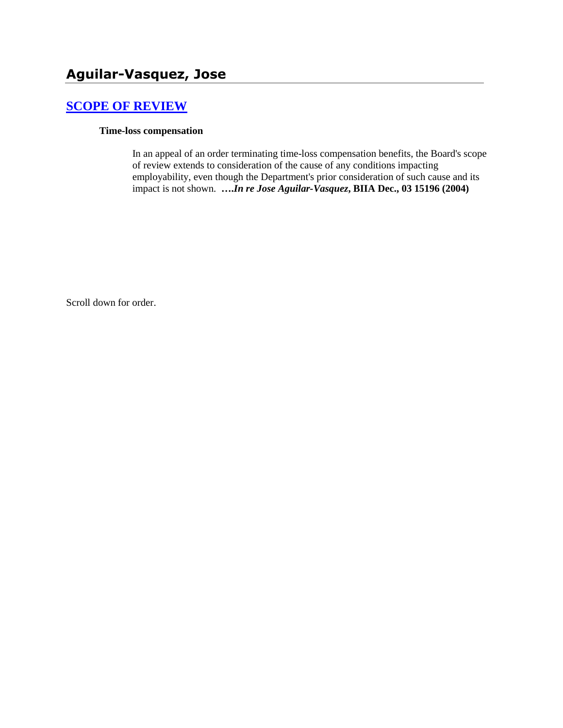## Aguilar-Vasquez, Jose

### [SCOPE OF REVIEW]

**Time-loss compensation**

In an appeal of an order terminating time-loss compensation benefits, the Board's scope of review extends to consideration of the cause of any conditions impacting employability, even though the Department's prior consideration of such cause and its impact is not shown. ***….In re Jose Aguilar-Vasquez*, BIIA Dec., 03 15196 (2004)**

Scroll down for order.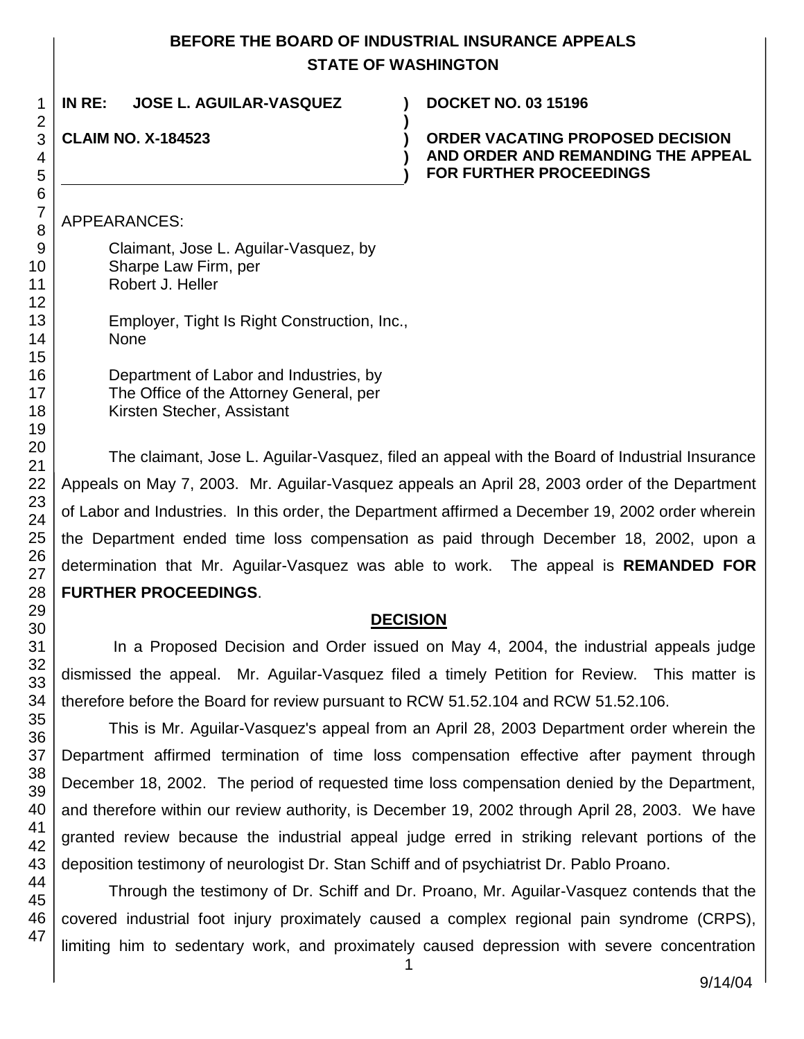# BEFORE THE BOARD OF INDUSTRIAL INSURANCE APPEALS
# STATE OF WASHINGTON

**IN RE: JOSE L. AGUILAR-VASQUEZ** ) **DOCKET NO. 03 15196**

**CLAIM NO. X-184523** ) **ORDER VACATING PROPOSED DECISION AND ORDER AND REMANDING THE APPEAL FOR FURTHER PROCEEDINGS**

APPEARANCES:

Claimant, Jose L. Aguilar-Vasquez, by
Sharpe Law Firm, per
Robert J. Heller

Employer, Tight Is Right Construction, Inc.,
None

Department of Labor and Industries, by
The Office of the Attorney General, per
Kirsten Stecher, Assistant

The claimant, Jose L. Aguilar-Vasquez, filed an appeal with the Board of Industrial Insurance Appeals on May 7, 2003. Mr. Aguilar-Vasquez appeals an April 28, 2003 order of the Department of Labor and Industries. In this order, the Department affirmed a December 19, 2002 order wherein the Department ended time loss compensation as paid through December 18, 2002, upon a determination that Mr. Aguilar-Vasquez was able to work. The appeal is **REMANDED FOR FURTHER PROCEEDINGS**.

## DECISION

In a Proposed Decision and Order issued on May 4, 2004, the industrial appeals judge dismissed the appeal. Mr. Aguilar-Vasquez filed a timely Petition for Review. This matter is therefore before the Board for review pursuant to RCW 51.52.104 and RCW 51.52.106.

This is Mr. Aguilar-Vasquez's appeal from an April 28, 2003 Department order wherein the Department affirmed termination of time loss compensation effective after payment through December 18, 2002. The period of requested time loss compensation denied by the Department, and therefore within our review authority, is December 19, 2002 through April 28, 2003. We have granted review because the industrial appeal judge erred in striking relevant portions of the deposition testimony of neurologist Dr. Stan Schiff and of psychiatrist Dr. Pablo Proano.

Through the testimony of Dr. Schiff and Dr. Proano, Mr. Aguilar-Vasquez contends that the covered industrial foot injury proximately caused a complex regional pain syndrome (CRPS), limiting him to sedentary work, and proximately caused depression with severe concentration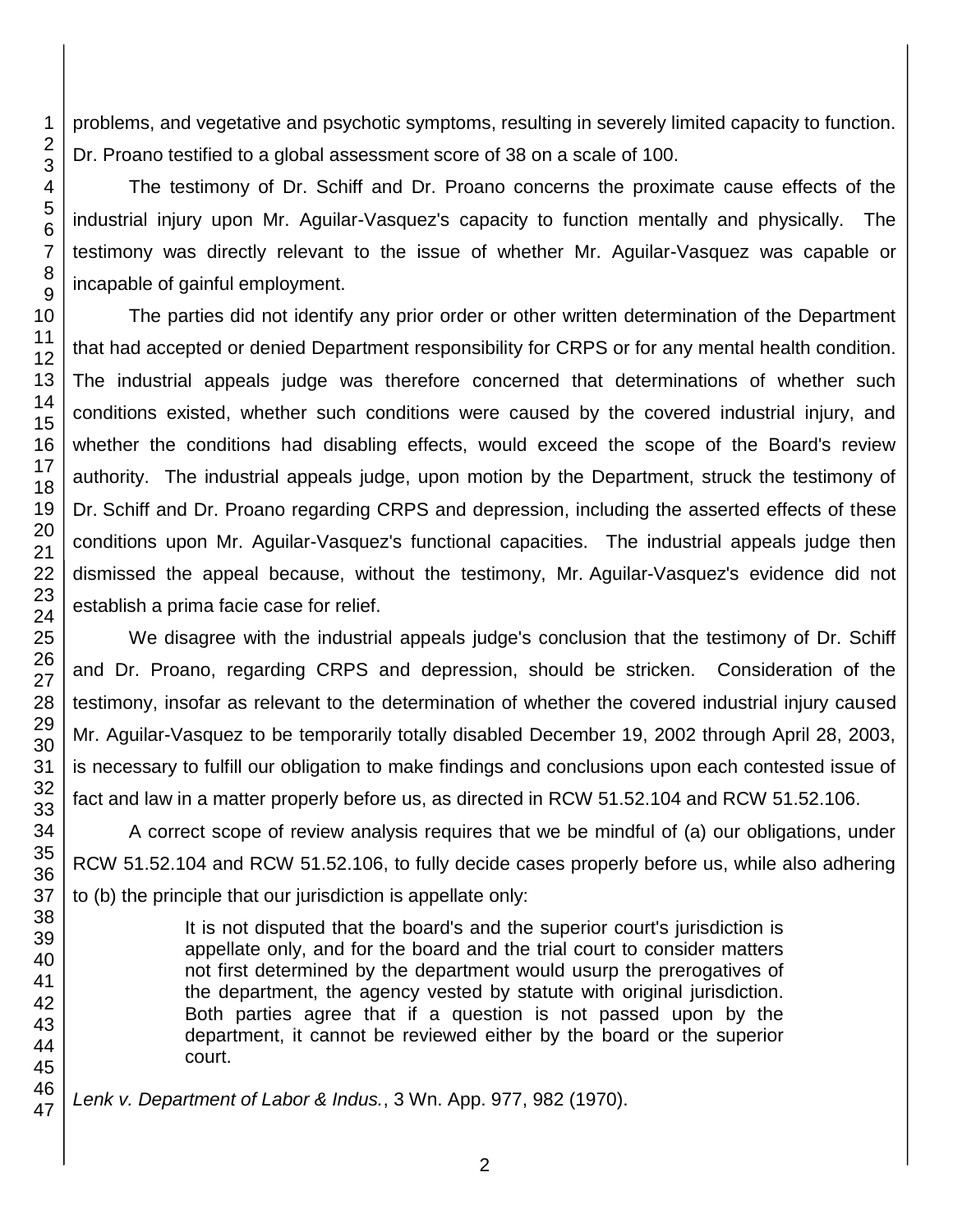problems, and vegetative and psychotic symptoms, resulting in severely limited capacity to function. Dr. Proano testified to a global assessment score of 38 on a scale of 100.

The testimony of Dr. Schiff and Dr. Proano concerns the proximate cause effects of the industrial injury upon Mr. Aguilar-Vasquez's capacity to function mentally and physically. The testimony was directly relevant to the issue of whether Mr. Aguilar-Vasquez was capable or incapable of gainful employment.

The parties did not identify any prior order or other written determination of the Department that had accepted or denied Department responsibility for CRPS or for any mental health condition. The industrial appeals judge was therefore concerned that determinations of whether such conditions existed, whether such conditions were caused by the covered industrial injury, and whether the conditions had disabling effects, would exceed the scope of the Board's review authority. The industrial appeals judge, upon motion by the Department, struck the testimony of Dr. Schiff and Dr. Proano regarding CRPS and depression, including the asserted effects of these conditions upon Mr. Aguilar-Vasquez's functional capacities. The industrial appeals judge then dismissed the appeal because, without the testimony, Mr. Aguilar-Vasquez's evidence did not establish a prima facie case for relief.

We disagree with the industrial appeals judge's conclusion that the testimony of Dr. Schiff and Dr. Proano, regarding CRPS and depression, should be stricken. Consideration of the testimony, insofar as relevant to the determination of whether the covered industrial injury caused Mr. Aguilar-Vasquez to be temporarily totally disabled December 19, 2002 through April 28, 2003, is necessary to fulfill our obligation to make findings and conclusions upon each contested issue of fact and law in a matter properly before us, as directed in RCW 51.52.104 and RCW 51.52.106.

A correct scope of review analysis requires that we be mindful of (a) our obligations, under RCW 51.52.104 and RCW 51.52.106, to fully decide cases properly before us, while also adhering to (b) the principle that our jurisdiction is appellate only:

> It is not disputed that the board's and the superior court's jurisdiction is appellate only, and for the board and the trial court to consider matters not first determined by the department would usurp the prerogatives of the department, the agency vested by statute with original jurisdiction. Both parties agree that if a question is not passed upon by the department, it cannot be reviewed either by the board or the superior court.

*Lenk v. Department of Labor & Indus.*, 3 Wn. App. 977, 982 (1970).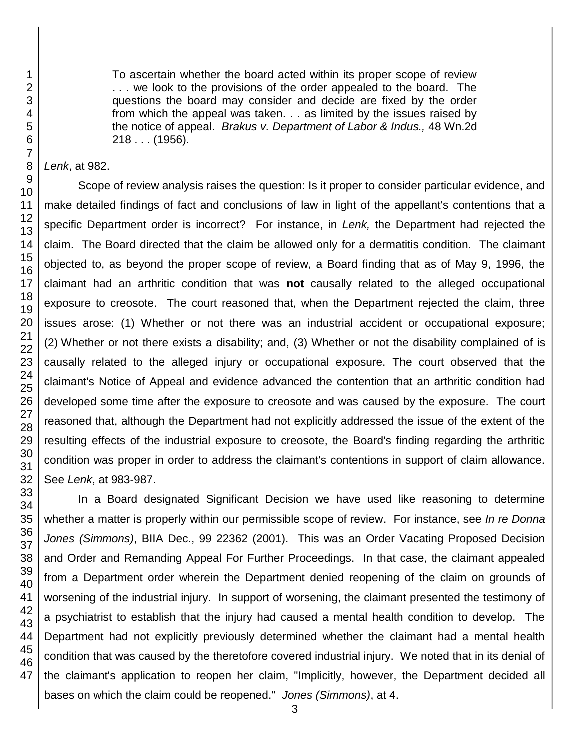> To ascertain whether the board acted within its proper scope of review . . . we look to the provisions of the order appealed to the board. The questions the board may consider and decide are fixed by the order from which the appeal was taken. . . as limited by the issues raised by the notice of appeal. *Brakus v. Department of Labor & Indus.,* 48 Wn.2d 218 . . . (1956).

*Lenk*, at 982.

Scope of review analysis raises the question: Is it proper to consider particular evidence, and make detailed findings of fact and conclusions of law in light of the appellant's contentions that a specific Department order is incorrect? For instance, in *Lenk,* the Department had rejected the claim. The Board directed that the claim be allowed only for a dermatitis condition. The claimant objected to, as beyond the proper scope of review, a Board finding that as of May 9, 1996, the claimant had an arthritic condition that was **not** causally related to the alleged occupational exposure to creosote. The court reasoned that, when the Department rejected the claim, three issues arose: (1) Whether or not there was an industrial accident or occupational exposure; (2) Whether or not there exists a disability; and, (3) Whether or not the disability complained of is causally related to the alleged injury or occupational exposure. The court observed that the claimant's Notice of Appeal and evidence advanced the contention that an arthritic condition had developed some time after the exposure to creosote and was caused by the exposure. The court reasoned that, although the Department had not explicitly addressed the issue of the extent of the resulting effects of the industrial exposure to creosote, the Board's finding regarding the arthritic condition was proper in order to address the claimant's contentions in support of claim allowance. See *Lenk*, at 983-987.

In a Board designated Significant Decision we have used like reasoning to determine whether a matter is properly within our permissible scope of review. For instance, see *In re Donna Jones (Simmons)*, BIIA Dec., 99 22362 (2001). This was an Order Vacating Proposed Decision and Order and Remanding Appeal For Further Proceedings. In that case, the claimant appealed from a Department order wherein the Department denied reopening of the claim on grounds of worsening of the industrial injury. In support of worsening, the claimant presented the testimony of a psychiatrist to establish that the injury had caused a mental health condition to develop. The Department had not explicitly previously determined whether the claimant had a mental health condition that was caused by the theretofore covered industrial injury. We noted that in its denial of the claimant's application to reopen her claim, "Implicitly, however, the Department decided all bases on which the claim could be reopened." *Jones (Simmons)*, at 4.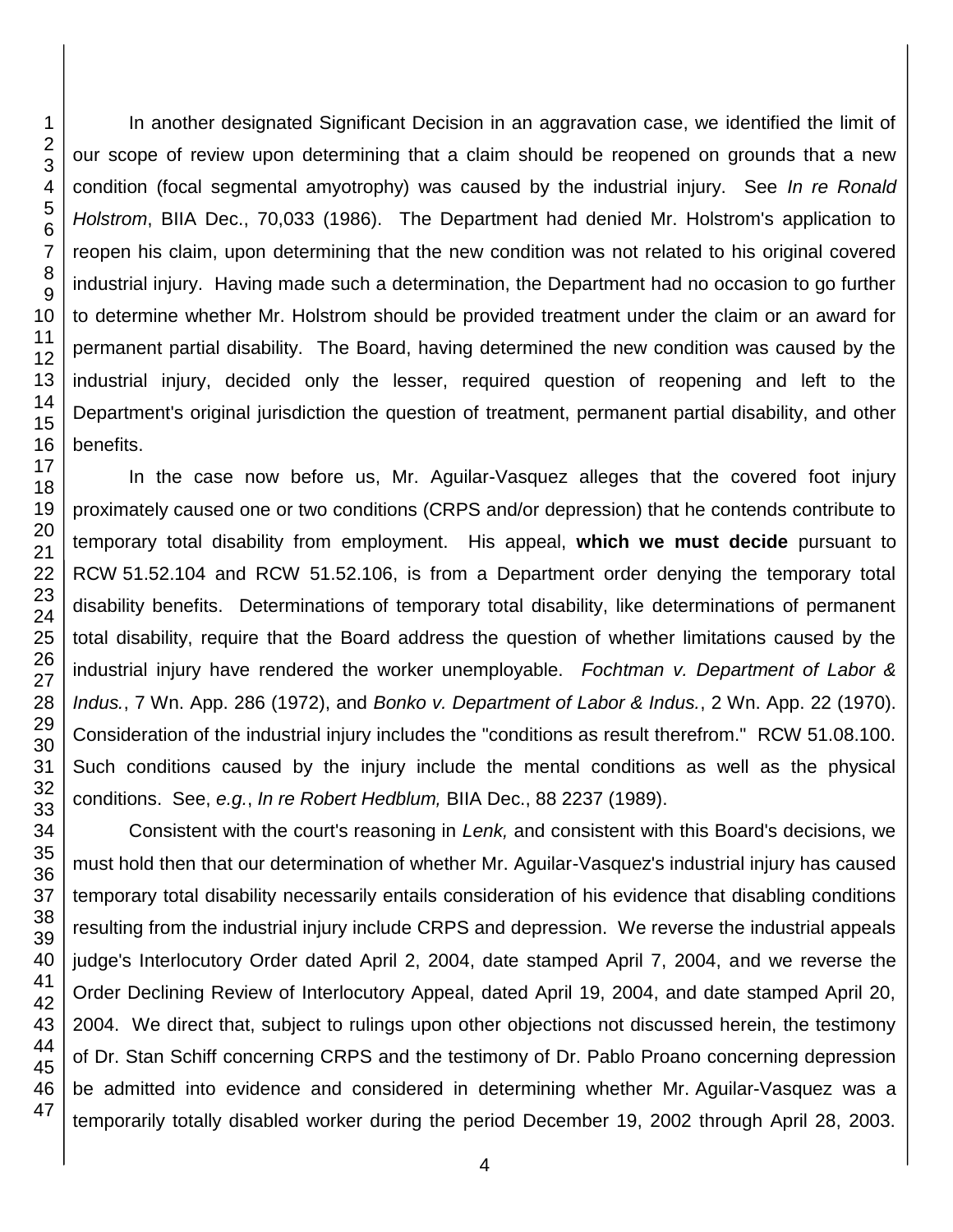In another designated Significant Decision in an aggravation case, we identified the limit of our scope of review upon determining that a claim should be reopened on grounds that a new condition (focal segmental amyotrophy) was caused by the industrial injury. See *In re Ronald Holstrom*, BIIA Dec., 70,033 (1986). The Department had denied Mr. Holstrom's application to reopen his claim, upon determining that the new condition was not related to his original covered industrial injury. Having made such a determination, the Department had no occasion to go further to determine whether Mr. Holstrom should be provided treatment under the claim or an award for permanent partial disability. The Board, having determined the new condition was caused by the industrial injury, decided only the lesser, required question of reopening and left to the Department's original jurisdiction the question of treatment, permanent partial disability, and other benefits.

In the case now before us, Mr. Aguilar-Vasquez alleges that the covered foot injury proximately caused one or two conditions (CRPS and/or depression) that he contends contribute to temporary total disability from employment. His appeal, **which we must decide** pursuant to RCW 51.52.104 and RCW 51.52.106, is from a Department order denying the temporary total disability benefits. Determinations of temporary total disability, like determinations of permanent total disability, require that the Board address the question of whether limitations caused by the industrial injury have rendered the worker unemployable. *Fochtman v. Department of Labor & Indus.*, 7 Wn. App. 286 (1972), and *Bonko v. Department of Labor & Indus.*, 2 Wn. App. 22 (1970). Consideration of the industrial injury includes the "conditions as result therefrom." RCW 51.08.100. Such conditions caused by the injury include the mental conditions as well as the physical conditions. See, *e.g.*, *In re Robert Hedblum,* BIIA Dec., 88 2237 (1989).

Consistent with the court's reasoning in *Lenk,* and consistent with this Board's decisions, we must hold then that our determination of whether Mr. Aguilar-Vasquez's industrial injury has caused temporary total disability necessarily entails consideration of his evidence that disabling conditions resulting from the industrial injury include CRPS and depression. We reverse the industrial appeals judge's Interlocutory Order dated April 2, 2004, date stamped April 7, 2004, and we reverse the Order Declining Review of Interlocutory Appeal, dated April 19, 2004, and date stamped April 20, 2004. We direct that, subject to rulings upon other objections not discussed herein, the testimony of Dr. Stan Schiff concerning CRPS and the testimony of Dr. Pablo Proano concerning depression be admitted into evidence and considered in determining whether Mr. Aguilar-Vasquez was a temporarily totally disabled worker during the period December 19, 2002 through April 28, 2003.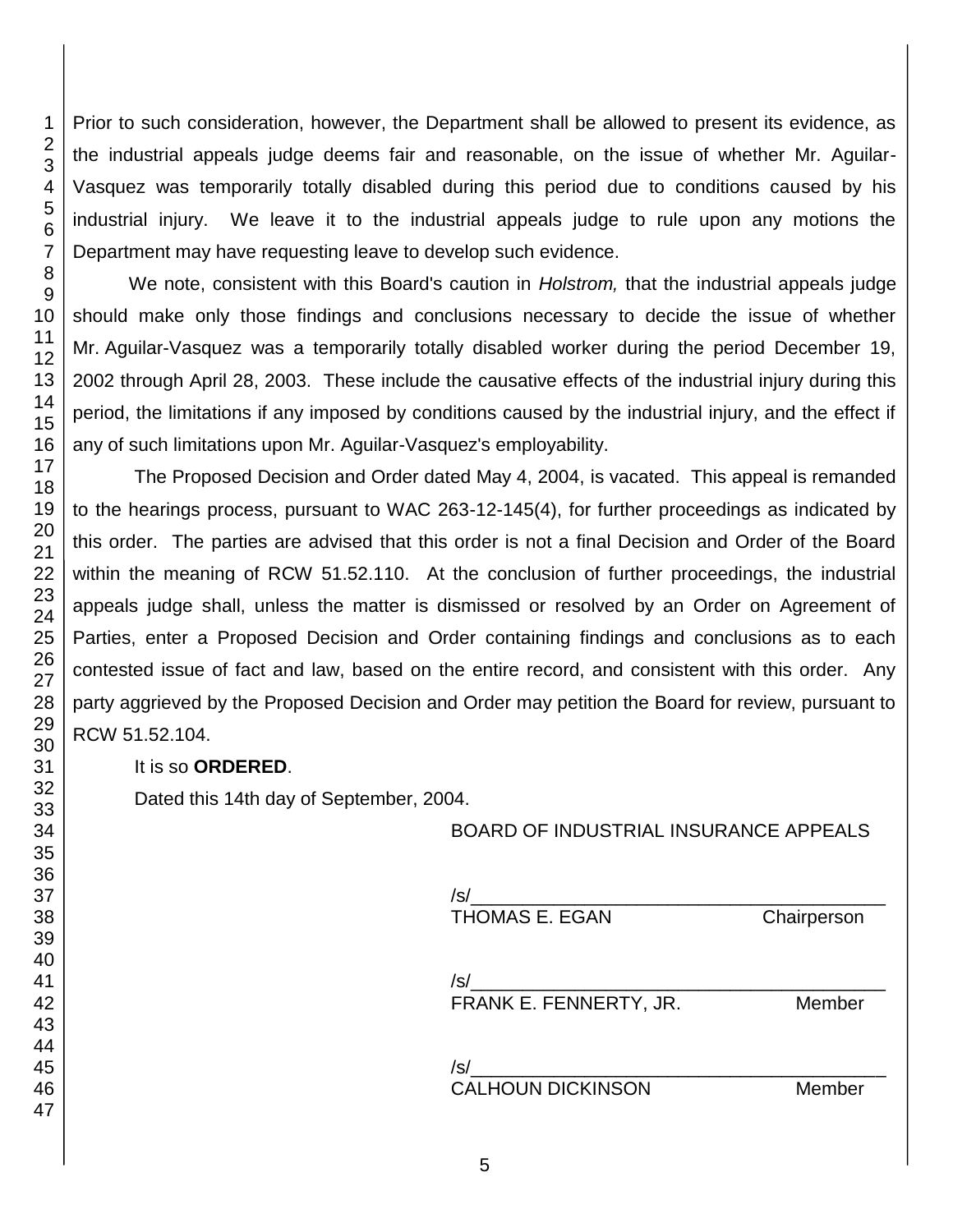Prior to such consideration, however, the Department shall be allowed to present its evidence, as the industrial appeals judge deems fair and reasonable, on the issue of whether Mr. Aguilar-Vasquez was temporarily totally disabled during this period due to conditions caused by his industrial injury. We leave it to the industrial appeals judge to rule upon any motions the Department may have requesting leave to develop such evidence.

We note, consistent with this Board's caution in *Holstrom,* that the industrial appeals judge should make only those findings and conclusions necessary to decide the issue of whether Mr. Aguilar-Vasquez was a temporarily totally disabled worker during the period December 19, 2002 through April 28, 2003. These include the causative effects of the industrial injury during this period, the limitations if any imposed by conditions caused by the industrial injury, and the effect if any of such limitations upon Mr. Aguilar-Vasquez's employability.

The Proposed Decision and Order dated May 4, 2004, is vacated. This appeal is remanded to the hearings process, pursuant to WAC 263-12-145(4), for further proceedings as indicated by this order. The parties are advised that this order is not a final Decision and Order of the Board within the meaning of RCW 51.52.110. At the conclusion of further proceedings, the industrial appeals judge shall, unless the matter is dismissed or resolved by an Order on Agreement of Parties, enter a Proposed Decision and Order containing findings and conclusions as to each contested issue of fact and law, based on the entire record, and consistent with this order. Any party aggrieved by the Proposed Decision and Order may petition the Board for review, pursuant to RCW 51.52.104.

It is so **ORDERED**.

Dated this 14th day of September, 2004.

BOARD OF INDUSTRIAL INSURANCE APPEALS

/s/\_\_\_\_\_\_\_\_\_\_\_\_\_\_\_\_\_\_\_\_\_\_\_\_\_\_\_\_\_\_\_\_\_\_\_\_\_\_\_\_
THOMAS E. EGAN Chairperson

/s/\_\_\_\_\_\_\_\_\_\_\_\_\_\_\_\_\_\_\_\_\_\_\_\_\_\_\_\_\_\_\_\_\_\_\_\_\_\_\_\_
FRANK E. FENNERTY, JR. Member

/s/\_\_\_\_\_\_\_\_\_\_\_\_\_\_\_\_\_\_\_\_\_\_\_\_\_\_\_\_\_\_\_\_\_\_\_\_\_\_\_\_
CALHOUN DICKINSON Member